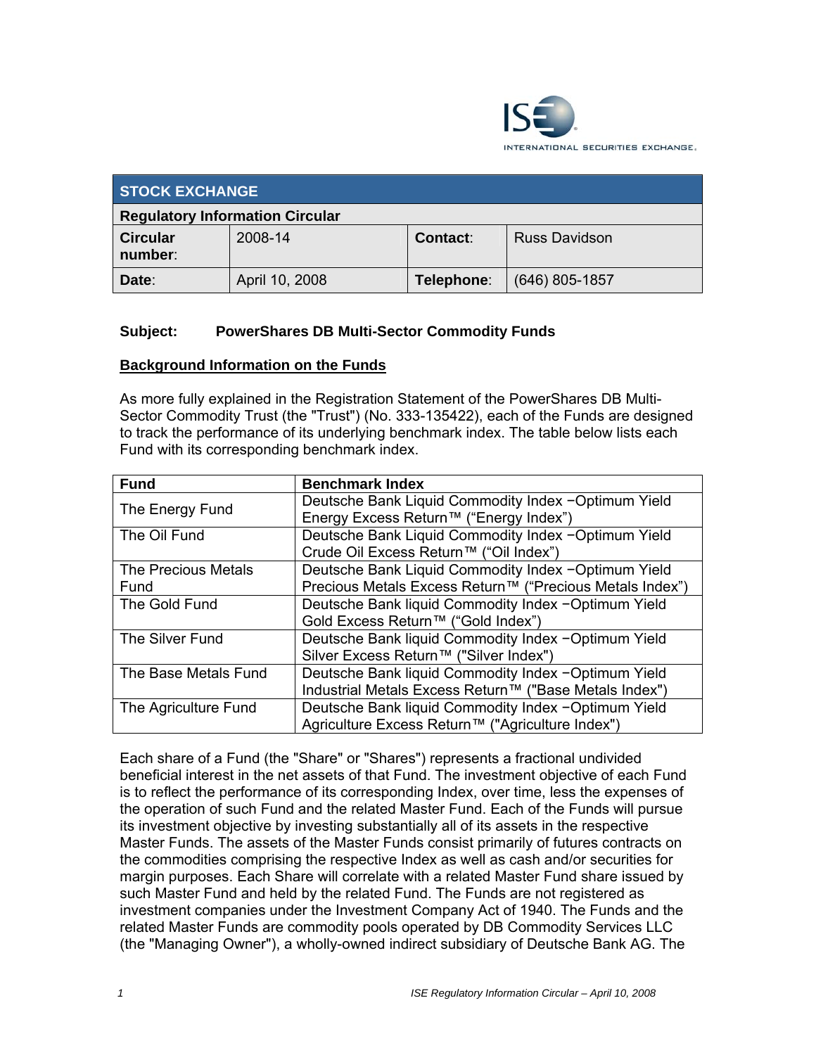## STOCK EXCHANGE

| Regulatory Information Circular | | | |
|---|---|---|---|
| **Circular number**: | 2008-14 | **Contact**: | Russ Davidson |
| **Date**: | April 10, 2008 | **Telephone**: | (646) 805-1857 |

**Subject: PowerShares DB Multi-Sector Commodity Funds**

**<u>Background Information on the Funds</u>**

As more fully explained in the Registration Statement of the PowerShares DB Multi-Sector Commodity Trust (the "Trust") (No. 333-135422), each of the Funds are designed to track the performance of its underlying benchmark index. The table below lists each Fund with its corresponding benchmark index.

| Fund | Benchmark Index |
|---|---|
| The Energy Fund | Deutsche Bank Liquid Commodity Index −Optimum Yield Energy Excess Return™ ("Energy Index") |
| The Oil Fund | Deutsche Bank Liquid Commodity Index −Optimum Yield Crude Oil Excess Return™ ("Oil Index") |
| The Precious Metals Fund | Deutsche Bank Liquid Commodity Index −Optimum Yield Precious Metals Excess Return™ ("Precious Metals Index") |
| The Gold Fund | Deutsche Bank liquid Commodity Index −Optimum Yield Gold Excess Return™ ("Gold Index") |
| The Silver Fund | Deutsche Bank liquid Commodity Index −Optimum Yield Silver Excess Return™ ("Silver Index") |
| The Base Metals Fund | Deutsche Bank liquid Commodity Index −Optimum Yield Industrial Metals Excess Return™ ("Base Metals Index") |
| The Agriculture Fund | Deutsche Bank liquid Commodity Index −Optimum Yield Agriculture Excess Return™ ("Agriculture Index") |

Each share of a Fund (the "Share" or "Shares") represents a fractional undivided beneficial interest in the net assets of that Fund. The investment objective of each Fund is to reflect the performance of its corresponding Index, over time, less the expenses of the operation of such Fund and the related Master Fund. Each of the Funds will pursue its investment objective by investing substantially all of its assets in the respective Master Funds. The assets of the Master Funds consist primarily of futures contracts on the commodities comprising the respective Index as well as cash and/or securities for margin purposes. Each Share will correlate with a related Master Fund share issued by such Master Fund and held by the related Fund. The Funds are not registered as investment companies under the Investment Company Act of 1940. The Funds and the related Master Funds are commodity pools operated by DB Commodity Services LLC (the "Managing Owner"), a wholly-owned indirect subsidiary of Deutsche Bank AG. The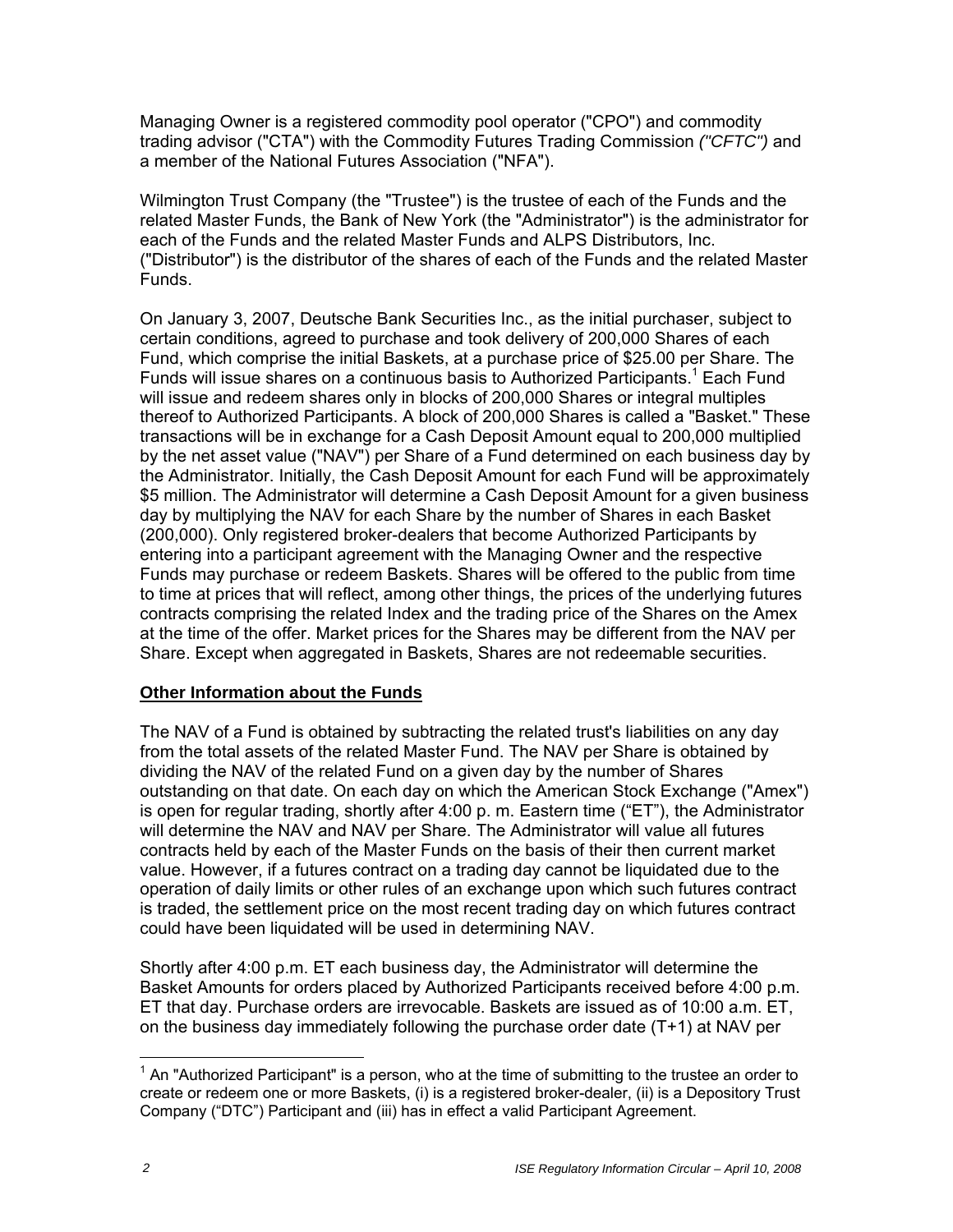Managing Owner is a registered commodity pool operator ("CPO") and commodity trading advisor ("CTA") with the Commodity Futures Trading Commission *("CFTC")* and a member of the National Futures Association ("NFA").

Wilmington Trust Company (the "Trustee") is the trustee of each of the Funds and the related Master Funds, the Bank of New York (the "Administrator") is the administrator for each of the Funds and the related Master Funds and ALPS Distributors, Inc. ("Distributor") is the distributor of the shares of each of the Funds and the related Master Funds.

On January 3, 2007, Deutsche Bank Securities Inc., as the initial purchaser, subject to certain conditions, agreed to purchase and took delivery of 200,000 Shares of each Fund, which comprise the initial Baskets, at a purchase price of $25.00 per Share. The Funds will issue shares on a continuous basis to Authorized Participants.[1] Each Fund will issue and redeem shares only in blocks of 200,000 Shares or integral multiples thereof to Authorized Participants. A block of 200,000 Shares is called a "Basket." These transactions will be in exchange for a Cash Deposit Amount equal to 200,000 multiplied by the net asset value ("NAV") per Share of a Fund determined on each business day by the Administrator. Initially, the Cash Deposit Amount for each Fund will be approximately $5 million. The Administrator will determine a Cash Deposit Amount for a given business day by multiplying the NAV for each Share by the number of Shares in each Basket (200,000). Only registered broker-dealers that become Authorized Participants by entering into a participant agreement with the Managing Owner and the respective Funds may purchase or redeem Baskets. Shares will be offered to the public from time to time at prices that will reflect, among other things, the prices of the underlying futures contracts comprising the related Index and the trading price of the Shares on the Amex at the time of the offer. Market prices for the Shares may be different from the NAV per Share. Except when aggregated in Baskets, Shares are not redeemable securities.

**Other Information about the Funds**

The NAV of a Fund is obtained by subtracting the related trust's liabilities on any day from the total assets of the related Master Fund. The NAV per Share is obtained by dividing the NAV of the related Fund on a given day by the number of Shares outstanding on that date. On each day on which the American Stock Exchange ("Amex") is open for regular trading, shortly after 4:00 p. m. Eastern time ("ET"), the Administrator will determine the NAV and NAV per Share. The Administrator will value all futures contracts held by each of the Master Funds on the basis of their then current market value. However, if a futures contract on a trading day cannot be liquidated due to the operation of daily limits or other rules of an exchange upon which such futures contract is traded, the settlement price on the most recent trading day on which futures contract could have been liquidated will be used in determining NAV.

Shortly after 4:00 p.m. ET each business day, the Administrator will determine the Basket Amounts for orders placed by Authorized Participants received before 4:00 p.m. ET that day. Purchase orders are irrevocable. Baskets are issued as of 10:00 a.m. ET, on the business day immediately following the purchase order date (T+1) at NAV per

[1] An "Authorized Participant" is a person, who at the time of submitting to the trustee an order to create or redeem one or more Baskets, (i) is a registered broker-dealer, (ii) is a Depository Trust Company ("DTC") Participant and (iii) has in effect a valid Participant Agreement.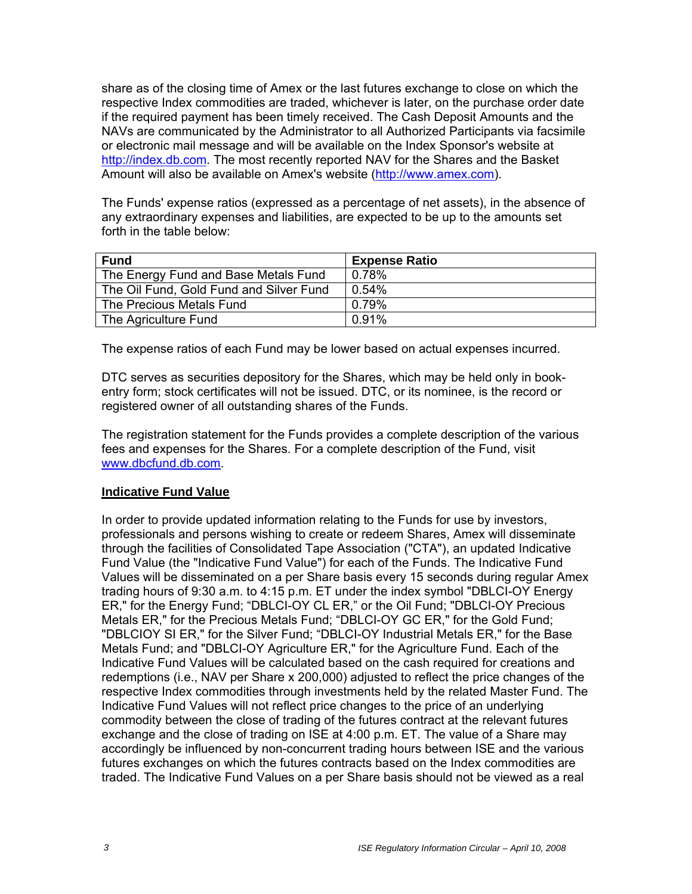share as of the closing time of Amex or the last futures exchange to close on which the respective Index commodities are traded, whichever is later, on the purchase order date if the required payment has been timely received. The Cash Deposit Amounts and the NAVs are communicated by the Administrator to all Authorized Participants via facsimile or electronic mail message and will be available on the Index Sponsor's website at http://index.db.com. The most recently reported NAV for the Shares and the Basket Amount will also be available on Amex's website (http://www.amex.com).

The Funds' expense ratios (expressed as a percentage of net assets), in the absence of any extraordinary expenses and liabilities, are expected to be up to the amounts set forth in the table below:

| Fund | Expense Ratio |
| --- | --- |
| The Energy Fund and Base Metals Fund | 0.78% |
| The Oil Fund, Gold Fund and Silver Fund | 0.54% |
| The Precious Metals Fund | 0.79% |
| The Agriculture Fund | 0.91% |

The expense ratios of each Fund may be lower based on actual expenses incurred.

DTC serves as securities depository for the Shares, which may be held only in book-entry form; stock certificates will not be issued. DTC, or its nominee, is the record or registered owner of all outstanding shares of the Funds.

The registration statement for the Funds provides a complete description of the various fees and expenses for the Shares. For a complete description of the Fund, visit www.dbcfund.db.com.

**Indicative Fund Value**

In order to provide updated information relating to the Funds for use by investors, professionals and persons wishing to create or redeem Shares, Amex will disseminate through the facilities of Consolidated Tape Association ("CTA"), an updated Indicative Fund Value (the "Indicative Fund Value") for each of the Funds. The Indicative Fund Values will be disseminated on a per Share basis every 15 seconds during regular Amex trading hours of 9:30 a.m. to 4:15 p.m. ET under the index symbol "DBLCI-OY Energy ER," for the Energy Fund; "DBLCI-OY CL ER," or the Oil Fund; "DBLCI-OY Precious Metals ER," for the Precious Metals Fund; "DBLCI-OY GC ER," for the Gold Fund; "DBLCIOY SI ER," for the Silver Fund; "DBLCI-OY Industrial Metals ER," for the Base Metals Fund; and "DBLCI-OY Agriculture ER," for the Agriculture Fund. Each of the Indicative Fund Values will be calculated based on the cash required for creations and redemptions (i.e., NAV per Share x 200,000) adjusted to reflect the price changes of the respective Index commodities through investments held by the related Master Fund. The Indicative Fund Values will not reflect price changes to the price of an underlying commodity between the close of trading of the futures contract at the relevant futures exchange and the close of trading on ISE at 4:00 p.m. ET. The value of a Share may accordingly be influenced by non-concurrent trading hours between ISE and the various futures exchanges on which the futures contracts based on the Index commodities are traded. The Indicative Fund Values on a per Share basis should not be viewed as a real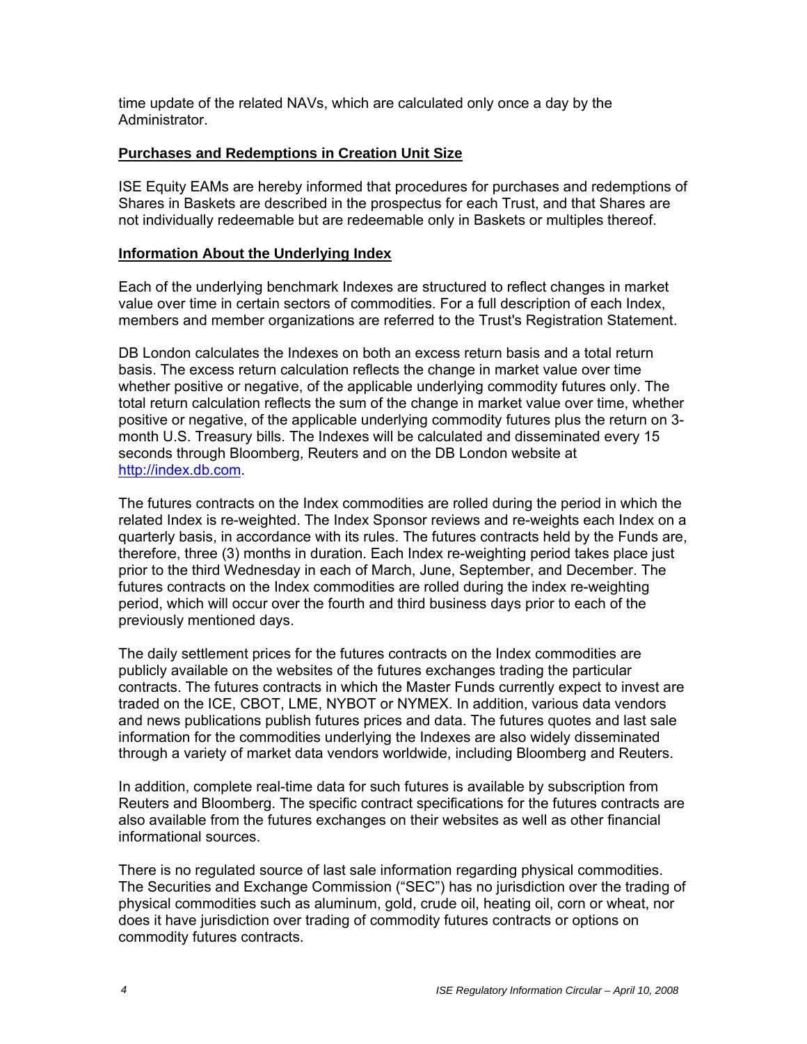time update of the related NAVs, which are calculated only once a day by the Administrator.

**Purchases and Redemptions in Creation Unit Size**

ISE Equity EAMs are hereby informed that procedures for purchases and redemptions of Shares in Baskets are described in the prospectus for each Trust, and that Shares are not individually redeemable but are redeemable only in Baskets or multiples thereof.

**Information About the Underlying Index**

Each of the underlying benchmark Indexes are structured to reflect changes in market value over time in certain sectors of commodities. For a full description of each Index, members and member organizations are referred to the Trust's Registration Statement.

DB London calculates the Indexes on both an excess return basis and a total return basis. The excess return calculation reflects the change in market value over time whether positive or negative, of the applicable underlying commodity futures only. The total return calculation reflects the sum of the change in market value over time, whether positive or negative, of the applicable underlying commodity futures plus the return on 3-month U.S. Treasury bills. The Indexes will be calculated and disseminated every 15 seconds through Bloomberg, Reuters and on the DB London website at http://index.db.com.

The futures contracts on the Index commodities are rolled during the period in which the related Index is re-weighted. The Index Sponsor reviews and re-weights each Index on a quarterly basis, in accordance with its rules. The futures contracts held by the Funds are, therefore, three (3) months in duration. Each Index re-weighting period takes place just prior to the third Wednesday in each of March, June, September, and December. The futures contracts on the Index commodities are rolled during the index re-weighting period, which will occur over the fourth and third business days prior to each of the previously mentioned days.

The daily settlement prices for the futures contracts on the Index commodities are publicly available on the websites of the futures exchanges trading the particular contracts. The futures contracts in which the Master Funds currently expect to invest are traded on the ICE, CBOT, LME, NYBOT or NYMEX. In addition, various data vendors and news publications publish futures prices and data. The futures quotes and last sale information for the commodities underlying the Indexes are also widely disseminated through a variety of market data vendors worldwide, including Bloomberg and Reuters.

In addition, complete real-time data for such futures is available by subscription from Reuters and Bloomberg. The specific contract specifications for the futures contracts are also available from the futures exchanges on their websites as well as other financial informational sources.

There is no regulated source of last sale information regarding physical commodities. The Securities and Exchange Commission ("SEC") has no jurisdiction over the trading of physical commodities such as aluminum, gold, crude oil, heating oil, corn or wheat, nor does it have jurisdiction over trading of commodity futures contracts or options on commodity futures contracts.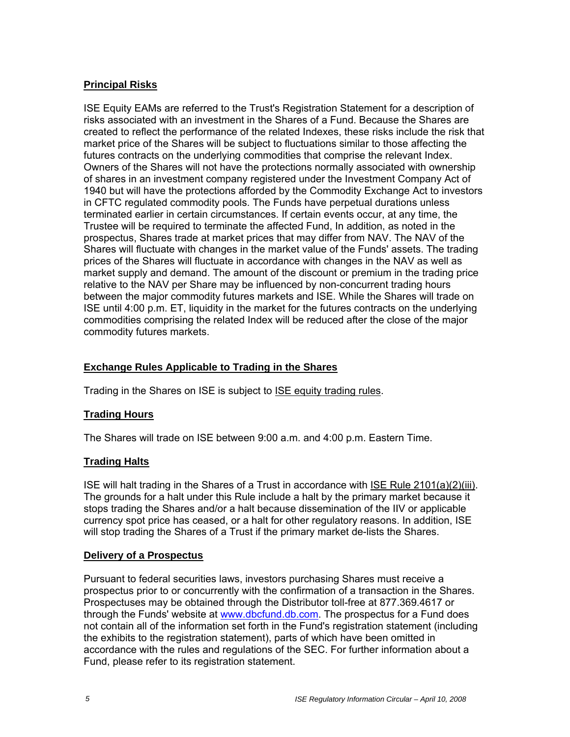## Principal Risks

ISE Equity EAMs are referred to the Trust's Registration Statement for a description of risks associated with an investment in the Shares of a Fund. Because the Shares are created to reflect the performance of the related Indexes, these risks include the risk that market price of the Shares will be subject to fluctuations similar to those affecting the futures contracts on the underlying commodities that comprise the relevant Index. Owners of the Shares will not have the protections normally associated with ownership of shares in an investment company registered under the Investment Company Act of 1940 but will have the protections afforded by the Commodity Exchange Act to investors in CFTC regulated commodity pools. The Funds have perpetual durations unless terminated earlier in certain circumstances. If certain events occur, at any time, the Trustee will be required to terminate the affected Fund, In addition, as noted in the prospectus, Shares trade at market prices that may differ from NAV. The NAV of the Shares will fluctuate with changes in the market value of the Funds' assets. The trading prices of the Shares will fluctuate in accordance with changes in the NAV as well as market supply and demand. The amount of the discount or premium in the trading price relative to the NAV per Share may be influenced by non-concurrent trading hours between the major commodity futures markets and ISE. While the Shares will trade on ISE until 4:00 p.m. ET, liquidity in the market for the futures contracts on the underlying commodities comprising the related Index will be reduced after the close of the major commodity futures markets.

## Exchange Rules Applicable to Trading in the Shares

Trading in the Shares on ISE is subject to ISE equity trading rules.

## Trading Hours

The Shares will trade on ISE between 9:00 a.m. and 4:00 p.m. Eastern Time.

## Trading Halts

ISE will halt trading in the Shares of a Trust in accordance with ISE Rule 2101(a)(2)(iii). The grounds for a halt under this Rule include a halt by the primary market because it stops trading the Shares and/or a halt because dissemination of the IIV or applicable currency spot price has ceased, or a halt for other regulatory reasons. In addition, ISE will stop trading the Shares of a Trust if the primary market de-lists the Shares.

## Delivery of a Prospectus

Pursuant to federal securities laws, investors purchasing Shares must receive a prospectus prior to or concurrently with the confirmation of a transaction in the Shares. Prospectuses may be obtained through the Distributor toll-free at 877.369.4617 or through the Funds' website at www.dbcfund.db.com. The prospectus for a Fund does not contain all of the information set forth in the Fund's registration statement (including the exhibits to the registration statement), parts of which have been omitted in accordance with the rules and regulations of the SEC. For further information about a Fund, please refer to its registration statement.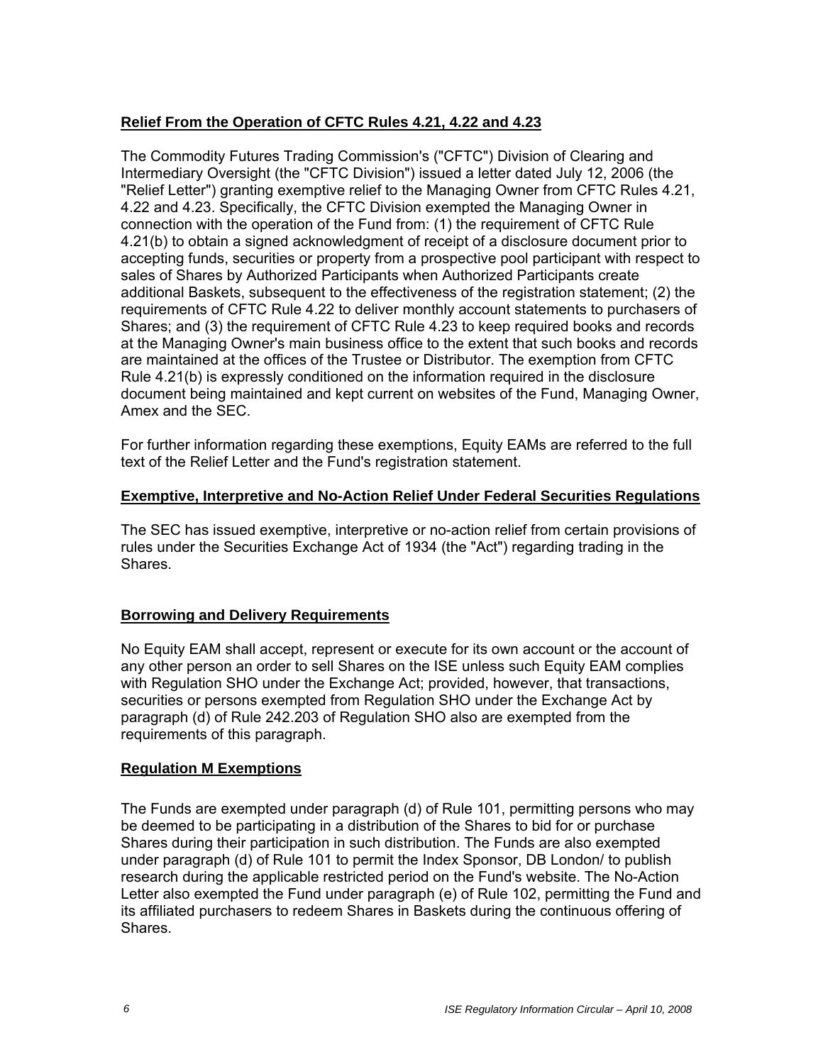## Relief From the Operation of CFTC Rules 4.21, 4.22 and 4.23

The Commodity Futures Trading Commission's ("CFTC") Division of Clearing and Intermediary Oversight (the "CFTC Division") issued a letter dated July 12, 2006 (the "Relief Letter") granting exemptive relief to the Managing Owner from CFTC Rules 4.21, 4.22 and 4.23. Specifically, the CFTC Division exempted the Managing Owner in connection with the operation of the Fund from: (1) the requirement of CFTC Rule 4.21(b) to obtain a signed acknowledgment of receipt of a disclosure document prior to accepting funds, securities or property from a prospective pool participant with respect to sales of Shares by Authorized Participants when Authorized Participants create additional Baskets, subsequent to the effectiveness of the registration statement; (2) the requirements of CFTC Rule 4.22 to deliver monthly account statements to purchasers of Shares; and (3) the requirement of CFTC Rule 4.23 to keep required books and records at the Managing Owner's main business office to the extent that such books and records are maintained at the offices of the Trustee or Distributor. The exemption from CFTC Rule 4.21(b) is expressly conditioned on the information required in the disclosure document being maintained and kept current on websites of the Fund, Managing Owner, Amex and the SEC.

For further information regarding these exemptions, Equity EAMs are referred to the full text of the Relief Letter and the Fund's registration statement.

## Exemptive, Interpretive and No-Action Relief Under Federal Securities Regulations

The SEC has issued exemptive, interpretive or no-action relief from certain provisions of rules under the Securities Exchange Act of 1934 (the "Act") regarding trading in the Shares.

## Borrowing and Delivery Requirements

No Equity EAM shall accept, represent or execute for its own account or the account of any other person an order to sell Shares on the ISE unless such Equity EAM complies with Regulation SHO under the Exchange Act; provided, however, that transactions, securities or persons exempted from Regulation SHO under the Exchange Act by paragraph (d) of Rule 242.203 of Regulation SHO also are exempted from the requirements of this paragraph.

## Regulation M Exemptions

The Funds are exempted under paragraph (d) of Rule 101, permitting persons who may be deemed to be participating in a distribution of the Shares to bid for or purchase Shares during their participation in such distribution. The Funds are also exempted under paragraph (d) of Rule 101 to permit the Index Sponsor, DB London/ to publish research during the applicable restricted period on the Fund's website. The No-Action Letter also exempted the Fund under paragraph (e) of Rule 102, permitting the Fund and its affiliated purchasers to redeem Shares in Baskets during the continuous offering of Shares.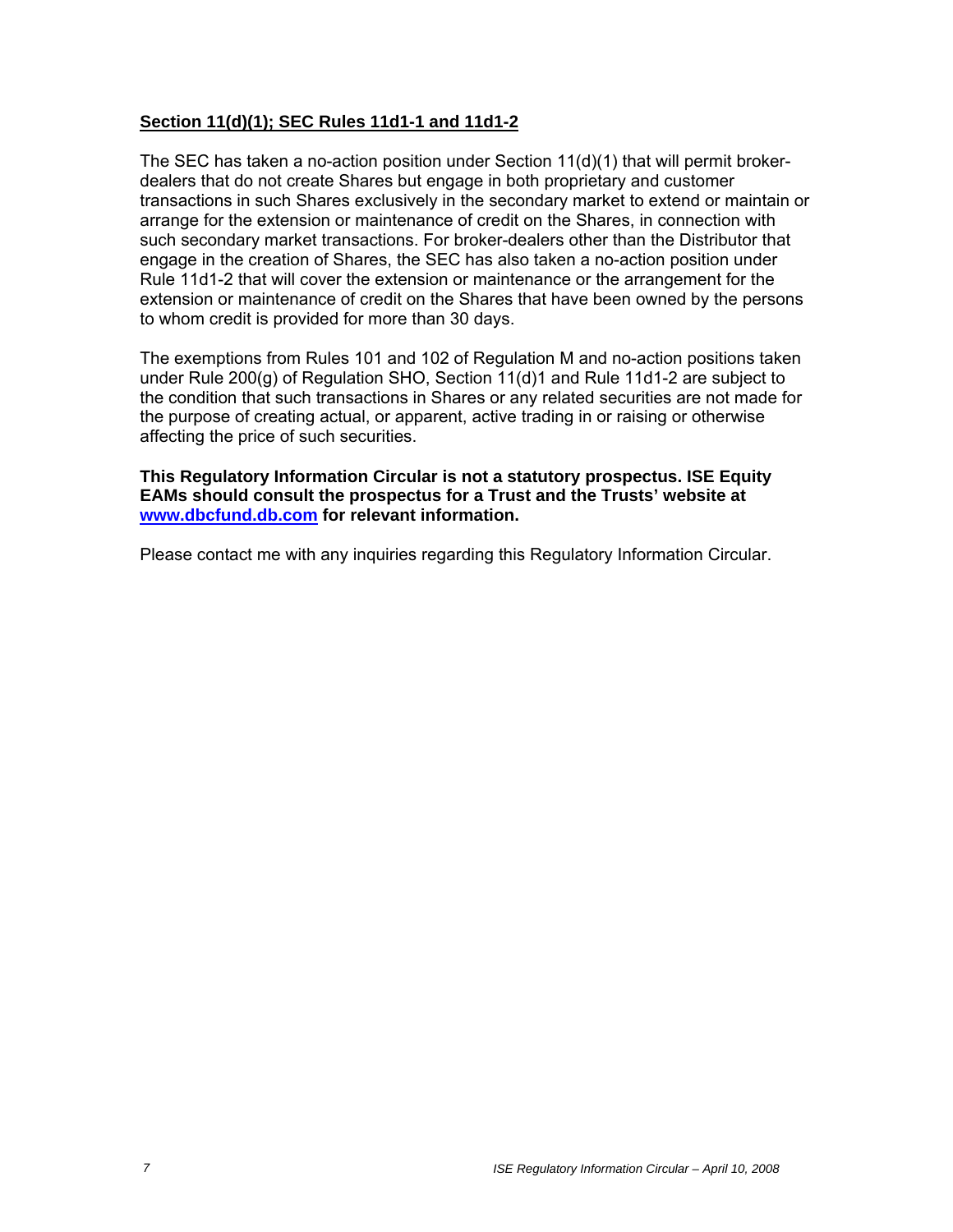**Section 11(d)(1); SEC Rules 11d1-1 and 11d1-2**

The SEC has taken a no-action position under Section 11(d)(1) that will permit broker-dealers that do not create Shares but engage in both proprietary and customer transactions in such Shares exclusively in the secondary market to extend or maintain or arrange for the extension or maintenance of credit on the Shares, in connection with such secondary market transactions. For broker-dealers other than the Distributor that engage in the creation of Shares, the SEC has also taken a no-action position under Rule 11d1-2 that will cover the extension or maintenance or the arrangement for the extension or maintenance of credit on the Shares that have been owned by the persons to whom credit is provided for more than 30 days.

The exemptions from Rules 101 and 102 of Regulation M and no-action positions taken under Rule 200(g) of Regulation SHO, Section 11(d)1 and Rule 11d1-2 are subject to the condition that such transactions in Shares or any related securities are not made for the purpose of creating actual, or apparent, active trading in or raising or otherwise affecting the price of such securities.

**This Regulatory Information Circular is not a statutory prospectus. ISE Equity EAMs should consult the prospectus for a Trust and the Trusts' website at www.dbcfund.db.com for relevant information.**

Please contact me with any inquiries regarding this Regulatory Information Circular.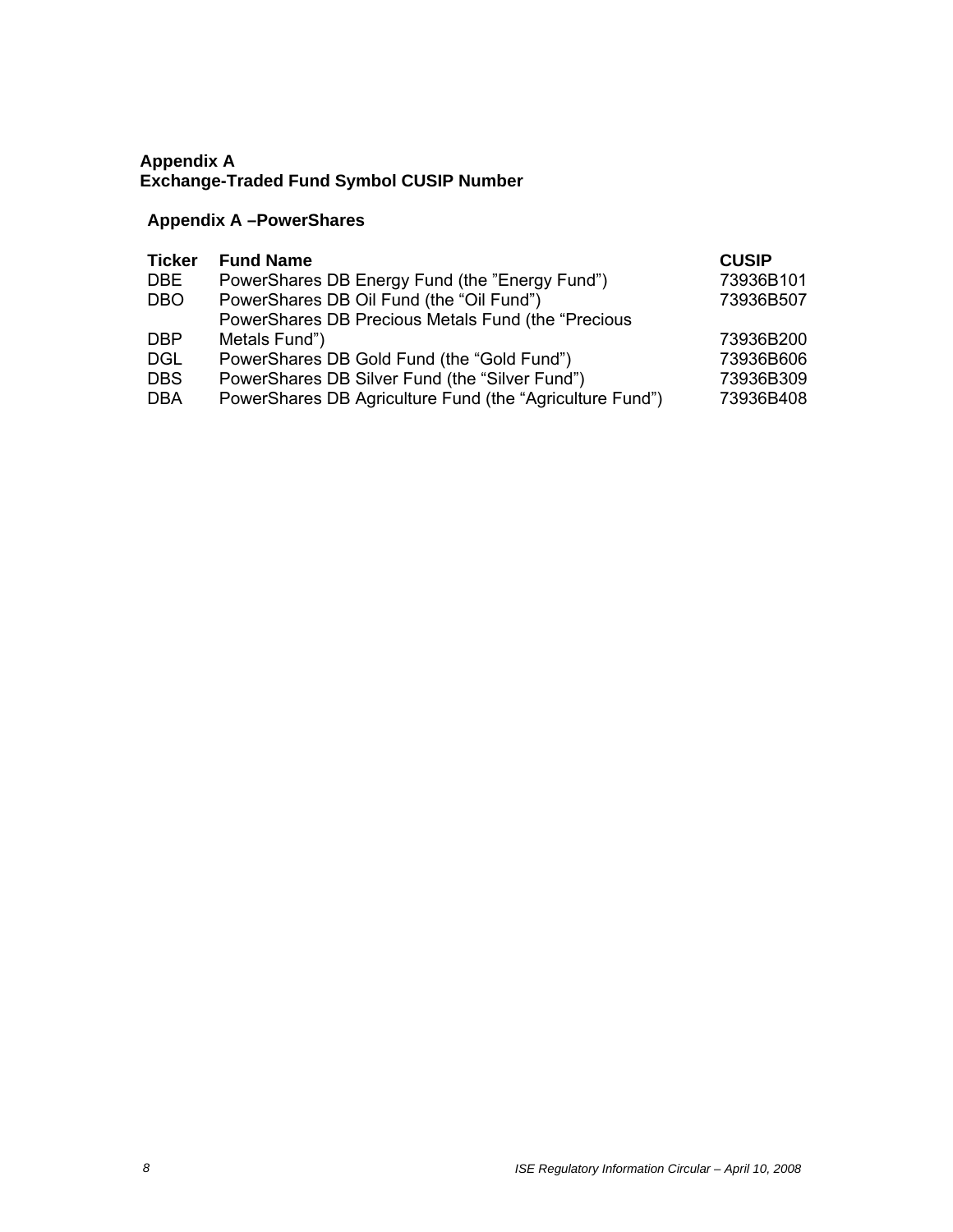**Appendix A**
**Exchange-Traded Fund Symbol CUSIP Number**

**Appendix A –PowerShares**

| Ticker | Fund Name | CUSIP |
|---|---|---|
| DBE | PowerShares DB Energy Fund (the "Energy Fund") | 73936B101 |
| DBO | PowerShares DB Oil Fund (the "Oil Fund") | 73936B507 |
| DBP | PowerShares DB Precious Metals Fund (the "Precious Metals Fund") | 73936B200 |
| DGL | PowerShares DB Gold Fund (the "Gold Fund") | 73936B606 |
| DBS | PowerShares DB Silver Fund (the "Silver Fund") | 73936B309 |
| DBA | PowerShares DB Agriculture Fund (the "Agriculture Fund") | 73936B408 |